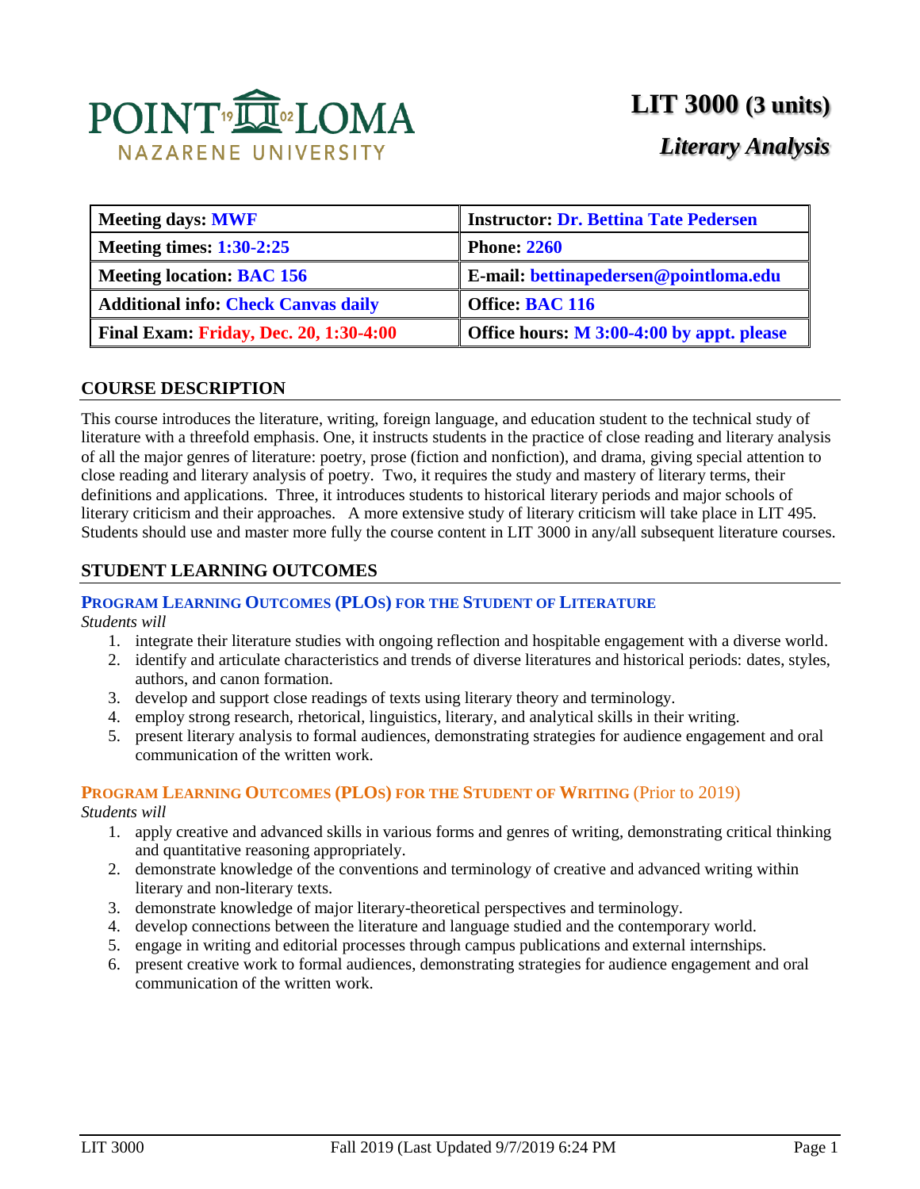POINT LOMA NAZARENE UNIVERSITY

# LIT 3000 (3 units)

## *Literary Analysis*

| Meeting days: MWF | Instructor: Dr. Bettina Tate Pedersen |
|---|---|
| Meeting times: 1:30-2:25 | Phone: 2260 |
| Meeting location: BAC 156 | E-mail: bettinapedersen@pointloma.edu |
| Additional info: Check Canvas daily | Office: BAC 116 |
| Final Exam: Friday, Dec. 20, 1:30-4:00 | Office hours: M 3:00-4:00 by appt. please |

## COURSE DESCRIPTION

This course introduces the literature, writing, foreign language, and education student to the technical study of literature with a threefold emphasis. One, it instructs students in the practice of close reading and literary analysis of all the major genres of literature: poetry, prose (fiction and nonfiction), and drama, giving special attention to close reading and literary analysis of poetry. Two, it requires the study and mastery of literary terms, their definitions and applications. Three, it introduces students to historical literary periods and major schools of literary criticism and their approaches. A more extensive study of literary criticism will take place in LIT 495. Students should use and master more fully the course content in LIT 3000 in any/all subsequent literature courses.

## STUDENT LEARNING OUTCOMES

### PROGRAM LEARNING OUTCOMES (PLOS) FOR THE STUDENT OF LITERATURE

*Students will*

1. integrate their literature studies with ongoing reflection and hospitable engagement with a diverse world.
2. identify and articulate characteristics and trends of diverse literatures and historical periods: dates, styles, authors, and canon formation.
3. develop and support close readings of texts using literary theory and terminology.
4. employ strong research, rhetorical, linguistics, literary, and analytical skills in their writing.
5. present literary analysis to formal audiences, demonstrating strategies for audience engagement and oral communication of the written work.

### PROGRAM LEARNING OUTCOMES (PLOS) FOR THE STUDENT OF WRITING (Prior to 2019)

*Students will*

1. apply creative and advanced skills in various forms and genres of writing, demonstrating critical thinking and quantitative reasoning appropriately.
2. demonstrate knowledge of the conventions and terminology of creative and advanced writing within literary and non-literary texts.
3. demonstrate knowledge of major literary-theoretical perspectives and terminology.
4. develop connections between the literature and language studied and the contemporary world.
5. engage in writing and editorial processes through campus publications and external internships.
6. present creative work to formal audiences, demonstrating strategies for audience engagement and oral communication of the written work.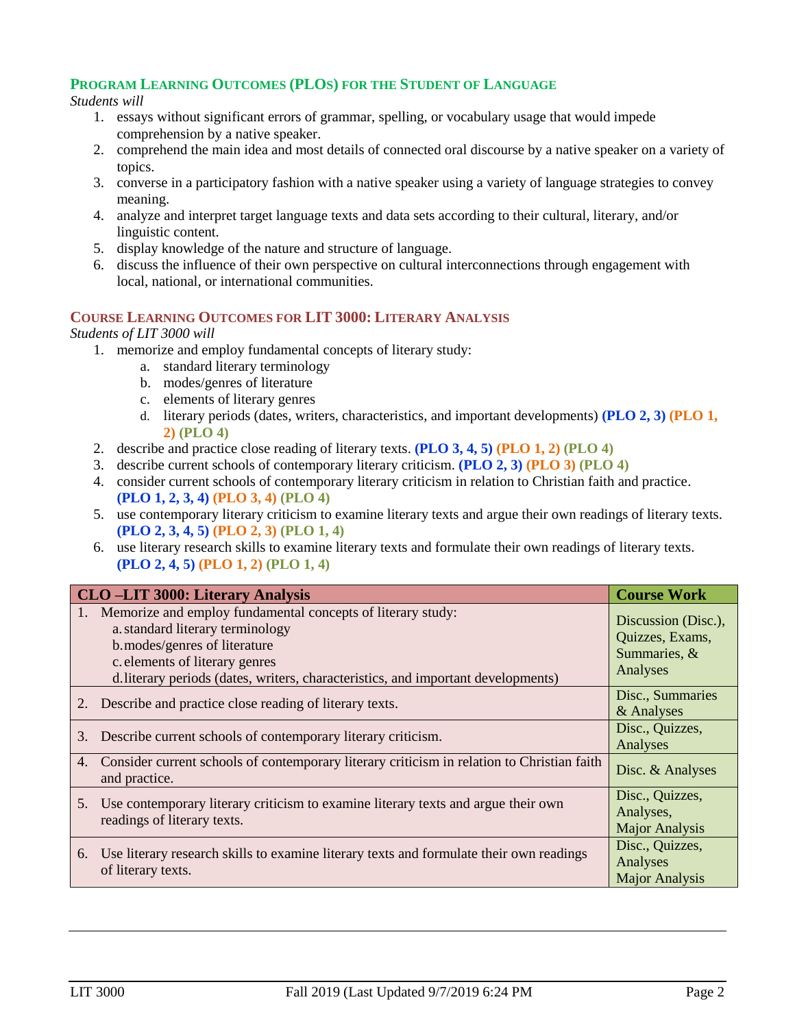## Program Learning Outcomes (PLOs) for the Student of Language

*Students will*

1. essays without significant errors of grammar, spelling, or vocabulary usage that would impede comprehension by a native speaker.
2. comprehend the main idea and most details of connected oral discourse by a native speaker on a variety of topics.
3. converse in a participatory fashion with a native speaker using a variety of language strategies to convey meaning.
4. analyze and interpret target language texts and data sets according to their cultural, literary, and/or linguistic content.
5. display knowledge of the nature and structure of language.
6. discuss the influence of their own perspective on cultural interconnections through engagement with local, national, or international communities.

## Course Learning Outcomes for LIT 3000: Literary Analysis

*Students of LIT 3000 will*

1. memorize and employ fundamental concepts of literary study:
    a. standard literary terminology
    b. modes/genres of literature
    c. elements of literary genres
    d. literary periods (dates, writers, characteristics, and important developments) **(PLO 2, 3)** **(PLO 1, 2)** **(PLO 4)**
2. describe and practice close reading of literary texts. **(PLO 3, 4, 5)** **(PLO 1, 2)** **(PLO 4)**
3. describe current schools of contemporary literary criticism. **(PLO 2, 3)** **(PLO 3)** **(PLO 4)**
4. consider current schools of contemporary literary criticism in relation to Christian faith and practice. **(PLO 1, 2, 3, 4)** **(PLO 3, 4)** **(PLO 4)**
5. use contemporary literary criticism to examine literary texts and argue their own readings of literary texts. **(PLO 2, 3, 4, 5)** **(PLO 2, 3)** **(PLO 1, 4)**
6. use literary research skills to examine literary texts and formulate their own readings of literary texts. **(PLO 2, 4, 5)** **(PLO 1, 2)** **(PLO 1, 4)**

| CLO –LIT 3000: Literary Analysis | Course Work |
|---|---|
| 1. Memorize and employ fundamental concepts of literary study:<br>a. standard literary terminology<br>b. modes/genres of literature<br>c. elements of literary genres<br>d. literary periods (dates, writers, characteristics, and important developments) | Discussion (Disc.), Quizzes, Exams, Summaries, & Analyses |
| 2. Describe and practice close reading of literary texts. | Disc., Summaries & Analyses |
| 3. Describe current schools of contemporary literary criticism. | Disc., Quizzes, Analyses |
| 4. Consider current schools of contemporary literary criticism in relation to Christian faith and practice. | Disc. & Analyses |
| 5. Use contemporary literary criticism to examine literary texts and argue their own readings of literary texts. | Disc., Quizzes, Analyses, Major Analysis |
| 6. Use literary research skills to examine literary texts and formulate their own readings of literary texts. | Disc., Quizzes, Analyses Major Analysis |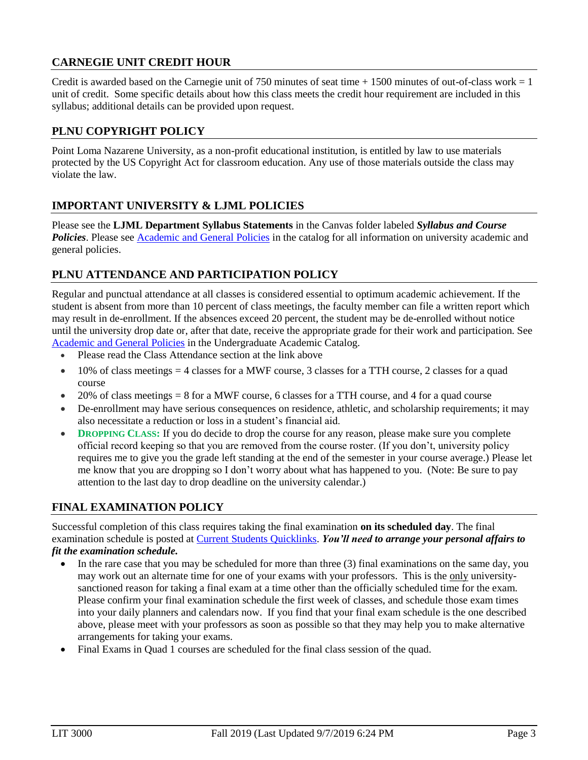## CARNEGIE UNIT CREDIT HOUR

Credit is awarded based on the Carnegie unit of 750 minutes of seat time + 1500 minutes of out-of-class work = 1 unit of credit. Some specific details about how this class meets the credit hour requirement are included in this syllabus; additional details can be provided upon request.

## PLNU COPYRIGHT POLICY

Point Loma Nazarene University, as a non-profit educational institution, is entitled by law to use materials protected by the US Copyright Act for classroom education. Any use of those materials outside the class may violate the law.

## IMPORTANT UNIVERSITY & LJML POLICIES

Please see the **LJML Department Syllabus Statements** in the Canvas folder labeled ***Syllabus and Course Policies***. Please see Academic and General Policies in the catalog for all information on university academic and general policies.

## PLNU ATTENDANCE AND PARTICIPATION POLICY

Regular and punctual attendance at all classes is considered essential to optimum academic achievement. If the student is absent from more than 10 percent of class meetings, the faculty member can file a written report which may result in de-enrollment. If the absences exceed 20 percent, the student may be de-enrolled without notice until the university drop date or, after that date, receive the appropriate grade for their work and participation. See Academic and General Policies in the Undergraduate Academic Catalog.

- Please read the Class Attendance section at the link above
- 10% of class meetings = 4 classes for a MWF course, 3 classes for a TTH course, 2 classes for a quad course
- 20% of class meetings = 8 for a MWF course, 6 classes for a TTH course, and 4 for a quad course
- De-enrollment may have serious consequences on residence, athletic, and scholarship requirements; it may also necessitate a reduction or loss in a student's financial aid.
- **DROPPING CLASS:** If you do decide to drop the course for any reason, please make sure you complete official record keeping so that you are removed from the course roster. (If you don't, university policy requires me to give you the grade left standing at the end of the semester in your course average.) Please let me know that you are dropping so I don't worry about what has happened to you. (Note: Be sure to pay attention to the last day to drop deadline on the university calendar.)

## FINAL EXAMINATION POLICY

Successful completion of this class requires taking the final examination **on its scheduled day**. The final examination schedule is posted at Current Students Quicklinks. ***You'll need to arrange your personal affairs to fit the examination schedule.***

- In the rare case that you may be scheduled for more than three (3) final examinations on the same day, you may work out an alternate time for one of your exams with your professors. This is the only university-sanctioned reason for taking a final exam at a time other than the officially scheduled time for the exam. Please confirm your final examination schedule the first week of classes, and schedule those exam times into your daily planners and calendars now. If you find that your final exam schedule is the one described above, please meet with your professors as soon as possible so that they may help you to make alternative arrangements for taking your exams.
- Final Exams in Quad 1 courses are scheduled for the final class session of the quad.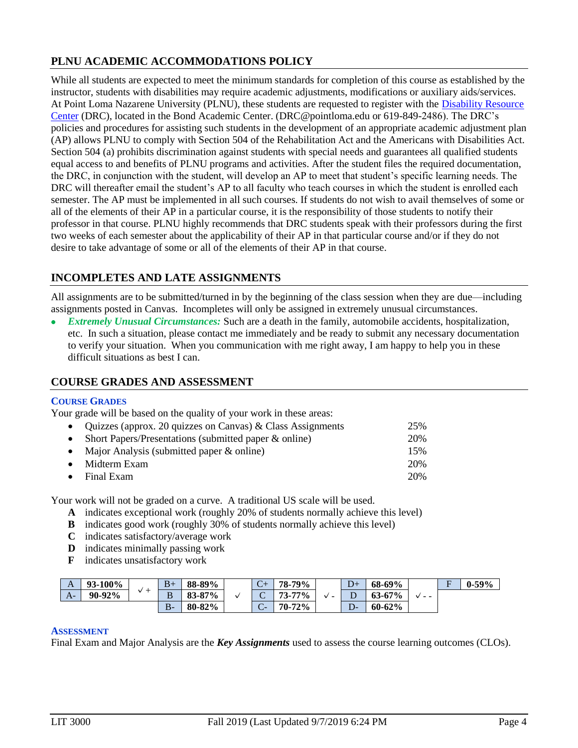## PLNU ACADEMIC ACCOMMODATIONS POLICY

While all students are expected to meet the minimum standards for completion of this course as established by the instructor, students with disabilities may require academic adjustments, modifications or auxiliary aids/services. At Point Loma Nazarene University (PLNU), these students are requested to register with the Disability Resource Center (DRC), located in the Bond Academic Center. (DRC@pointloma.edu or 619-849-2486). The DRC's policies and procedures for assisting such students in the development of an appropriate academic adjustment plan (AP) allows PLNU to comply with Section 504 of the Rehabilitation Act and the Americans with Disabilities Act. Section 504 (a) prohibits discrimination against students with special needs and guarantees all qualified students equal access to and benefits of PLNU programs and activities. After the student files the required documentation, the DRC, in conjunction with the student, will develop an AP to meet that student's specific learning needs. The DRC will thereafter email the student's AP to all faculty who teach courses in which the student is enrolled each semester. The AP must be implemented in all such courses. If students do not wish to avail themselves of some or all of the elements of their AP in a particular course, it is the responsibility of those students to notify their professor in that course. PLNU highly recommends that DRC students speak with their professors during the first two weeks of each semester about the applicability of their AP in that particular course and/or if they do not desire to take advantage of some or all of the elements of their AP in that course.

## INCOMPLETES AND LATE ASSIGNMENTS

All assignments are to be submitted/turned in by the beginning of the class session when they are due—including assignments posted in Canvas. Incompletes will only be assigned in extremely unusual circumstances.

- ***Extremely Unusual Circumstances:*** Such are a death in the family, automobile accidents, hospitalization, etc. In such a situation, please contact me immediately and be ready to submit any necessary documentation to verify your situation. When you communication with me right away, I am happy to help you in these difficult situations as best I can.

## COURSE GRADES AND ASSESSMENT

### COURSE GRADES

Your grade will be based on the quality of your work in these areas:

- Quizzes (approx. 20 quizzes on Canvas) & Class Assignments 25%
- Short Papers/Presentations (submitted paper & online) 20%
- Major Analysis (submitted paper & online) 15%
- Midterm Exam 20%
- Final Exam 20%

Your work will not be graded on a curve. A traditional US scale will be used.

- **A** indicates exceptional work (roughly 20% of students normally achieve this level)
- **B** indicates good work (roughly 30% of students normally achieve this level)
- **C** indicates satisfactory/average work
- **D** indicates minimally passing work
- **F** indicates unsatisfactory work

| A | **93-100%** | √ + | B+ | **88-89%** | | C+ | **78-79%** | | D+ | **68-69%** | | F | **0-59%** |
|---|---|---|---|---|---|---|---|---|---|---|---|---|---|
| A- | **90-92%** | | B | **83-87%** | √ | C | **73-77%** | √ - | D | **63-67%** | √ - - | | |
| | | | B- | **80-82%** | | C- | **70-72%** | | D- | **60-62%** | | | |

### ASSESSMENT

Final Exam and Major Analysis are the ***Key Assignments*** used to assess the course learning outcomes (CLOs).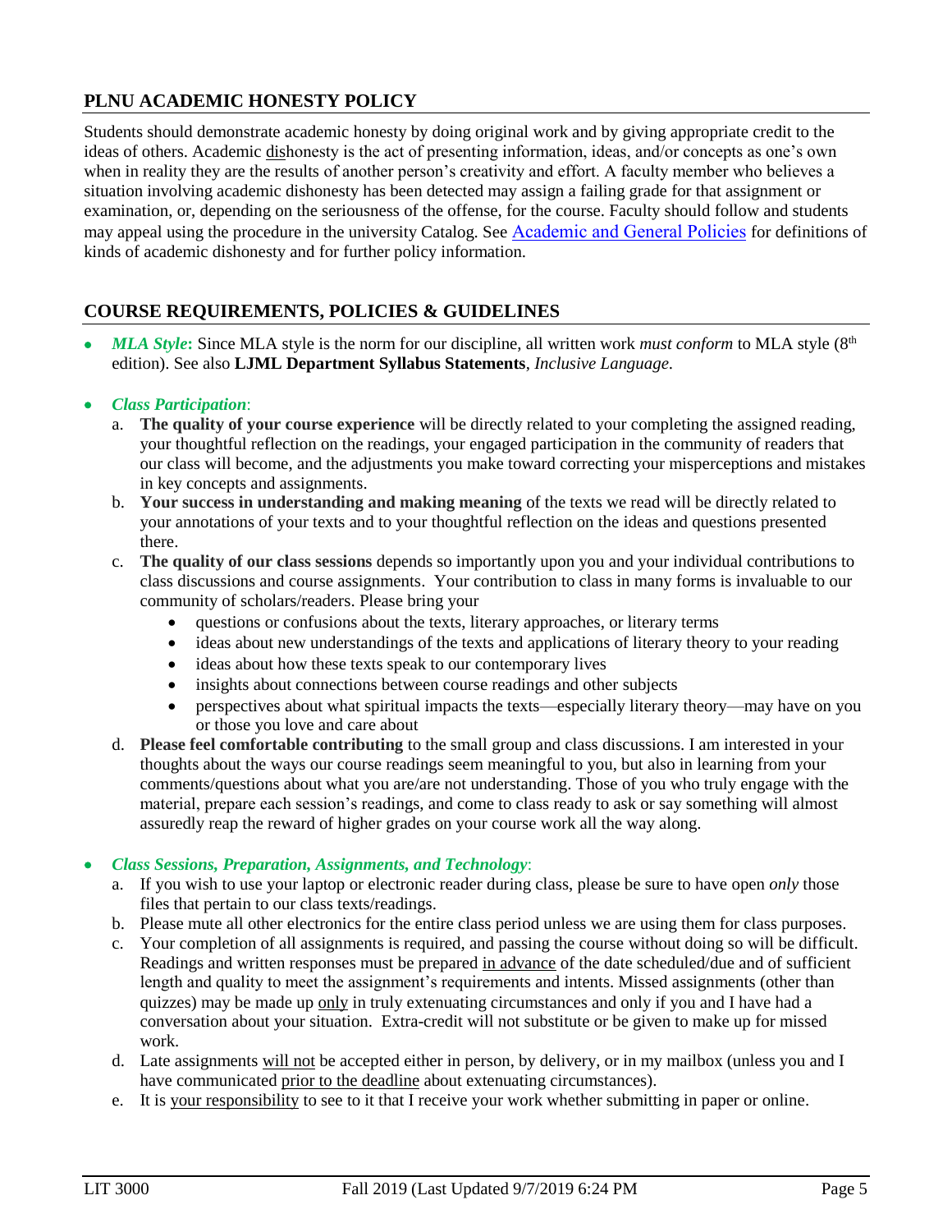## PLNU ACADEMIC HONESTY POLICY

Students should demonstrate academic honesty by doing original work and by giving appropriate credit to the ideas of others. Academic dishonesty is the act of presenting information, ideas, and/or concepts as one's own when in reality they are the results of another person's creativity and effort. A faculty member who believes a situation involving academic dishonesty has been detected may assign a failing grade for that assignment or examination, or, depending on the seriousness of the offense, for the course. Faculty should follow and students may appeal using the procedure in the university Catalog. See [Academic and General Policies] for definitions of kinds of academic dishonesty and for further policy information.

## COURSE REQUIREMENTS, POLICIES & GUIDELINES

- ***MLA Style*:** Since MLA style is the norm for our discipline, all written work *must conform* to MLA style (8th edition). See also **LJML Department Syllabus Statements**, *Inclusive Language.*

- ***Class Participation***:
  a. **The quality of your course experience** will be directly related to your completing the assigned reading, your thoughtful reflection on the readings, your engaged participation in the community of readers that our class will become, and the adjustments you make toward correcting your misperceptions and mistakes in key concepts and assignments.
  b. **Your success in understanding and making meaning** of the texts we read will be directly related to your annotations of your texts and to your thoughtful reflection on the ideas and questions presented there.
  c. **The quality of our class sessions** depends so importantly upon you and your individual contributions to class discussions and course assignments. Your contribution to class in many forms is invaluable to our community of scholars/readers. Please bring your
     - questions or confusions about the texts, literary approaches, or literary terms
     - ideas about new understandings of the texts and applications of literary theory to your reading
     - ideas about how these texts speak to our contemporary lives
     - insights about connections between course readings and other subjects
     - perspectives about what spiritual impacts the texts—especially literary theory—may have on you or those you love and care about
  d. **Please feel comfortable contributing** to the small group and class discussions. I am interested in your thoughts about the ways our course readings seem meaningful to you, but also in learning from your comments/questions about what you are/are not understanding. Those of you who truly engage with the material, prepare each session's readings, and come to class ready to ask or say something will almost assuredly reap the reward of higher grades on your course work all the way along.

- ***Class Sessions, Preparation, Assignments, and Technology***:
  a. If you wish to use your laptop or electronic reader during class, please be sure to have open *only* those files that pertain to our class texts/readings.
  b. Please mute all other electronics for the entire class period unless we are using them for class purposes.
  c. Your completion of all assignments is required, and passing the course without doing so will be difficult. Readings and written responses must be prepared in advance of the date scheduled/due and of sufficient length and quality to meet the assignment's requirements and intents. Missed assignments (other than quizzes) may be made up only in truly extenuating circumstances and only if you and I have had a conversation about your situation. Extra-credit will not substitute or be given to make up for missed work.
  d. Late assignments will not be accepted either in person, by delivery, or in my mailbox (unless you and I have communicated prior to the deadline about extenuating circumstances).
  e. It is your responsibility to see to it that I receive your work whether submitting in paper or online.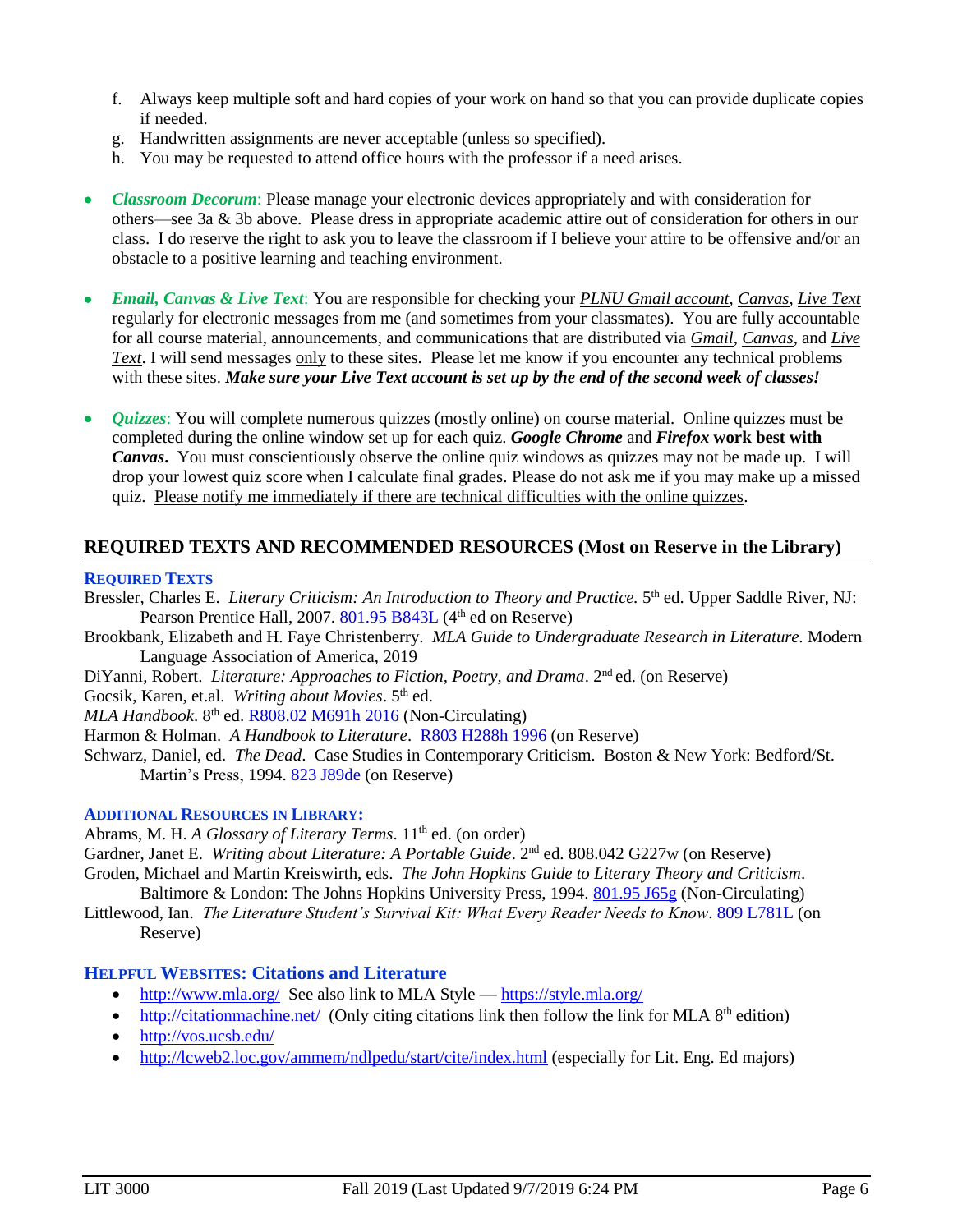f. Always keep multiple soft and hard copies of your work on hand so that you can provide duplicate copies if needed.
g. Handwritten assignments are never acceptable (unless so specified).
h. You may be requested to attend office hours with the professor if a need arises.

- ***Classroom Decorum***: Please manage your electronic devices appropriately and with consideration for others—see 3a & 3b above. Please dress in appropriate academic attire out of consideration for others in our class. I do reserve the right to ask you to leave the classroom if I believe your attire to be offensive and/or an obstacle to a positive learning and teaching environment.

- ***Email, Canvas & Live Text***: You are responsible for checking your *PLNU Gmail account*, *Canvas*, *Live Text* regularly for electronic messages from me (and sometimes from your classmates). You are fully accountable for all course material, announcements, and communications that are distributed via *Gmail*, *Canvas*, and *Live Text*. I will send messages only to these sites. Please let me know if you encounter any technical problems with these sites. ***Make sure your Live Text account is set up by the end of the second week of classes!***

- ***Quizzes***: You will complete numerous quizzes (mostly online) on course material. Online quizzes must be completed during the online window set up for each quiz. ***Google Chrome*** **and** ***Firefox*** **work best with** ***Canvas*****.** You must conscientiously observe the online quiz windows as quizzes may not be made up. I will drop your lowest quiz score when I calculate final grades. Please do not ask me if you may make up a missed quiz. Please notify me immediately if there are technical difficulties with the online quizzes.

## REQUIRED TEXTS AND RECOMMENDED RESOURCES (Most on Reserve in the Library)

### REQUIRED TEXTS

Bressler, Charles E. *Literary Criticism: An Introduction to Theory and Practice.* 5th ed. Upper Saddle River, NJ: Pearson Prentice Hall, 2007. 801.95 B843L (4th ed on Reserve)

Brookbank, Elizabeth and H. Faye Christenberry. *MLA Guide to Undergraduate Research in Literature*. Modern Language Association of America, 2019

DiYanni, Robert. *Literature: Approaches to Fiction, Poetry, and Drama*. 2nd ed. (on Reserve)

Gocsik, Karen, et.al. *Writing about Movies*. 5th ed.

*MLA Handbook*. 8th ed. R808.02 M691h 2016 (Non-Circulating)

Harmon & Holman. *A Handbook to Literature*. R803 H288h 1996 (on Reserve)

Schwarz, Daniel, ed. *The Dead*. Case Studies in Contemporary Criticism. Boston & New York: Bedford/St. Martin's Press, 1994. 823 J89de (on Reserve)

### ADDITIONAL RESOURCES IN LIBRARY:

Abrams, M. H. *A Glossary of Literary Terms*. 11th ed. (on order)

Gardner, Janet E. *Writing about Literature: A Portable Guide*. 2nd ed. 808.042 G227w (on Reserve)

Groden, Michael and Martin Kreiswirth, eds. *The John Hopkins Guide to Literary Theory and Criticism*. Baltimore & London: The Johns Hopkins University Press, 1994. 801.95 J65g (Non-Circulating)

Littlewood, Ian. *The Literature Student's Survival Kit: What Every Reader Needs to Know*. 809 L781L (on Reserve)

### HELPFUL WEBSITES: Citations and Literature

- http://www.mla.org/ See also link to MLA Style — https://style.mla.org/
- http://citationmachine.net/ (Only citing citations link then follow the link for MLA 8th edition)
- http://vos.ucsb.edu/
- http://lcweb2.loc.gov/ammem/ndlpedu/start/cite/index.html (especially for Lit. Eng. Ed majors)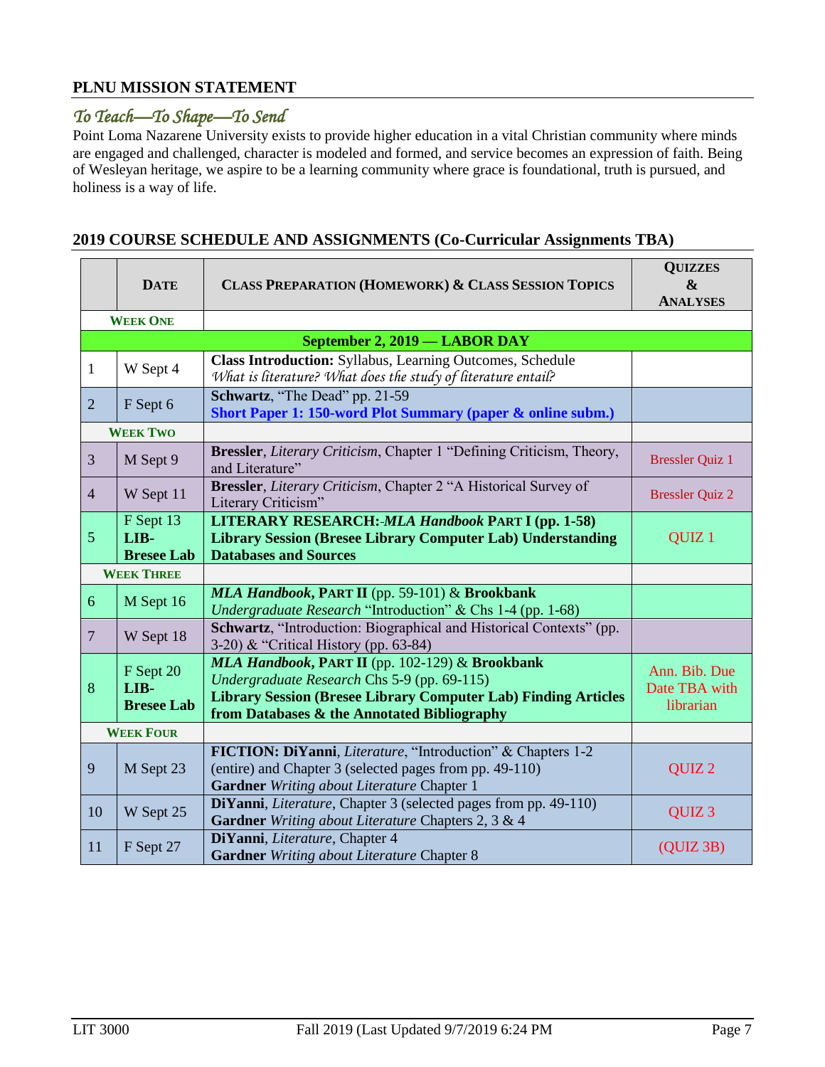## PLNU MISSION STATEMENT

### *To Teach—To Shape—To Send*

Point Loma Nazarene University exists to provide higher education in a vital Christian community where minds are engaged and challenged, character is modeled and formed, and service becomes an expression of faith. Being of Wesleyan heritage, we aspire to be a learning community where grace is foundational, truth is pursued, and holiness is a way of life.

## 2019 COURSE SCHEDULE AND ASSIGNMENTS (Co-Curricular Assignments TBA)

| | DATE | CLASS PREPARATION (HOMEWORK) & CLASS SESSION TOPICS | QUIZZES & ANALYSES |
|---|---|---|---|
| **WEEK ONE** | | | |
| **September 2, 2019 — LABOR DAY** | | | |
| 1 | W Sept 4 | **Class Introduction:** Syllabus, Learning Outcomes, Schedule *What is literature? What does the study of literature entail?* | |
| 2 | F Sept 6 | **Schwartz**, "The Dead" pp. 21-59 **Short Paper 1: 150-word Plot Summary (paper & online subm.)** | |
| **WEEK TWO** | | | |
| 3 | M Sept 9 | **Bressler**, *Literary Criticism*, Chapter 1 "Defining Criticism, Theory, and Literature" | Bressler Quiz 1 |
| 4 | W Sept 11 | **Bressler**, *Literary Criticism*, Chapter 2 "A Historical Survey of Literary Criticism" | Bressler Quiz 2 |
| 5 | F Sept 13 **LIB-Bresee Lab** | **LITERARY RESEARCH:-*MLA Handbook* PART I (pp. 1-58) Library Session (Bresee Library Computer Lab) Understanding Databases and Sources** | QUIZ 1 |
| **WEEK THREE** | | | |
| 6 | M Sept 16 | ***MLA Handbook*, PART II** (pp. 59-101) & **Brookbank** *Undergraduate Research* "Introduction" & Chs 1-4 (pp. 1-68) | |
| 7 | W Sept 18 | **Schwartz**, "Introduction: Biographical and Historical Contexts" (pp. 3-20) & "Critical History (pp. 63-84) | |
| 8 | F Sept 20 **LIB-Bresee Lab** | ***MLA Handbook*, PART II** (pp. 102-129) & **Brookbank** *Undergraduate Research* Chs 5-9 (pp. 69-115) **Library Session (Bresee Library Computer Lab) Finding Articles from Databases & the Annotated Bibliography** | Ann. Bib. Due Date TBA with librarian |
| **WEEK FOUR** | | | |
| 9 | M Sept 23 | **FICTION: DiYanni**, *Literature*, "Introduction" & Chapters 1-2 (entire) and Chapter 3 (selected pages from pp. 49-110) **Gardner** *Writing about Literature* Chapter 1 | QUIZ 2 |
| 10 | W Sept 25 | **DiYanni**, *Literature*, Chapter 3 (selected pages from pp. 49-110) **Gardner** *Writing about Literature* Chapters 2, 3 & 4 | QUIZ 3 |
| 11 | F Sept 27 | **DiYanni**, *Literature*, Chapter 4 **Gardner** *Writing about Literature* Chapter 8 | (QUIZ 3B) |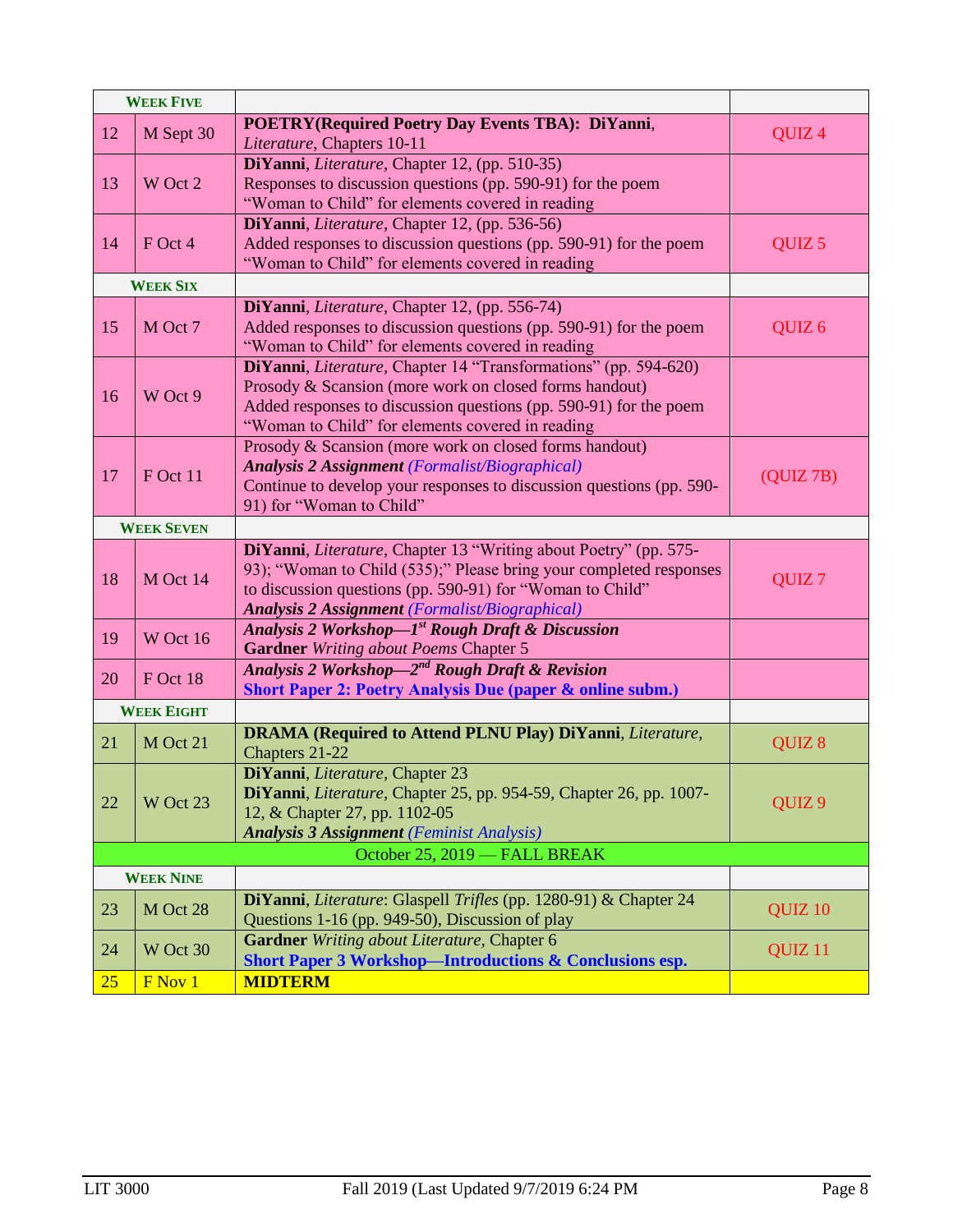| | | | |
|---|---|---|---|
| **WEEK FIVE** | | | |
| 12 | M Sept 30 | **POETRY(Required Poetry Day Events TBA): DiYanni**, *Literature*, Chapters 10-11 | QUIZ 4 |
| 13 | W Oct 2 | **DiYanni**, *Literature*, Chapter 12, (pp. 510-35) Responses to discussion questions (pp. 590-91) for the poem "Woman to Child" for elements covered in reading | |
| 14 | F Oct 4 | **DiYanni**, *Literature*, Chapter 12, (pp. 536-56) Added responses to discussion questions (pp. 590-91) for the poem "Woman to Child" for elements covered in reading | QUIZ 5 |
| **WEEK SIX** | | | |
| 15 | M Oct 7 | **DiYanni**, *Literature*, Chapter 12, (pp. 556-74) Added responses to discussion questions (pp. 590-91) for the poem "Woman to Child" for elements covered in reading | QUIZ 6 |
| 16 | W Oct 9 | **DiYanni**, *Literature,* Chapter 14 "Transformations" (pp. 594-620) Prosody & Scansion (more work on closed forms handout) Added responses to discussion questions (pp. 590-91) for the poem "Woman to Child" for elements covered in reading | |
| 17 | F Oct 11 | Prosody & Scansion (more work on closed forms handout) ***Analysis 2 Assignment*** *(Formalist/Biographical)* Continue to develop your responses to discussion questions (pp. 590-91) for "Woman to Child" | (QUIZ 7B) |
| **WEEK SEVEN** | | | |
| 18 | M Oct 14 | **DiYanni**, *Literature*, Chapter 13 "Writing about Poetry" (pp. 575-93); "Woman to Child (535);" Please bring your completed responses to discussion questions (pp. 590-91) for "Woman to Child" ***Analysis 2 Assignment*** *(Formalist/Biographical)* | QUIZ 7 |
| 19 | W Oct 16 | ***Analysis 2 Workshop—1st Rough Draft & Discussion*** **Gardner** *Writing about Poems* Chapter 5 | |
| 20 | F Oct 18 | ***Analysis 2 Workshop—2nd Rough Draft & Revision*** **Short Paper 2: Poetry Analysis Due (paper & online subm.)** | |
| **WEEK EIGHT** | | | |
| 21 | M Oct 21 | **DRAMA (Required to Attend PLNU Play) DiYanni**, *Literature*, Chapters 21-22 | QUIZ 8 |
| 22 | W Oct 23 | **DiYanni**, *Literature*, Chapter 23 **DiYanni**, *Literature*, Chapter 25, pp. 954-59, Chapter 26, pp. 1007-12, & Chapter 27, pp. 1102-05 ***Analysis 3 Assignment*** *(Feminist Analysis)* | QUIZ 9 |
| October 25, 2019 — FALL BREAK | | | |
| **WEEK NINE** | | | |
| 23 | M Oct 28 | **DiYanni**, *Literature*: Glaspell *Trifles* (pp. 1280-91) & Chapter 24 Questions 1-16 (pp. 949-50), Discussion of play | QUIZ 10 |
| 24 | W Oct 30 | **Gardner** *Writing about Literature,* Chapter 6 **Short Paper 3 Workshop—Introductions & Conclusions esp.** | QUIZ 11 |
| 25 | F Nov 1 | **MIDTERM** | |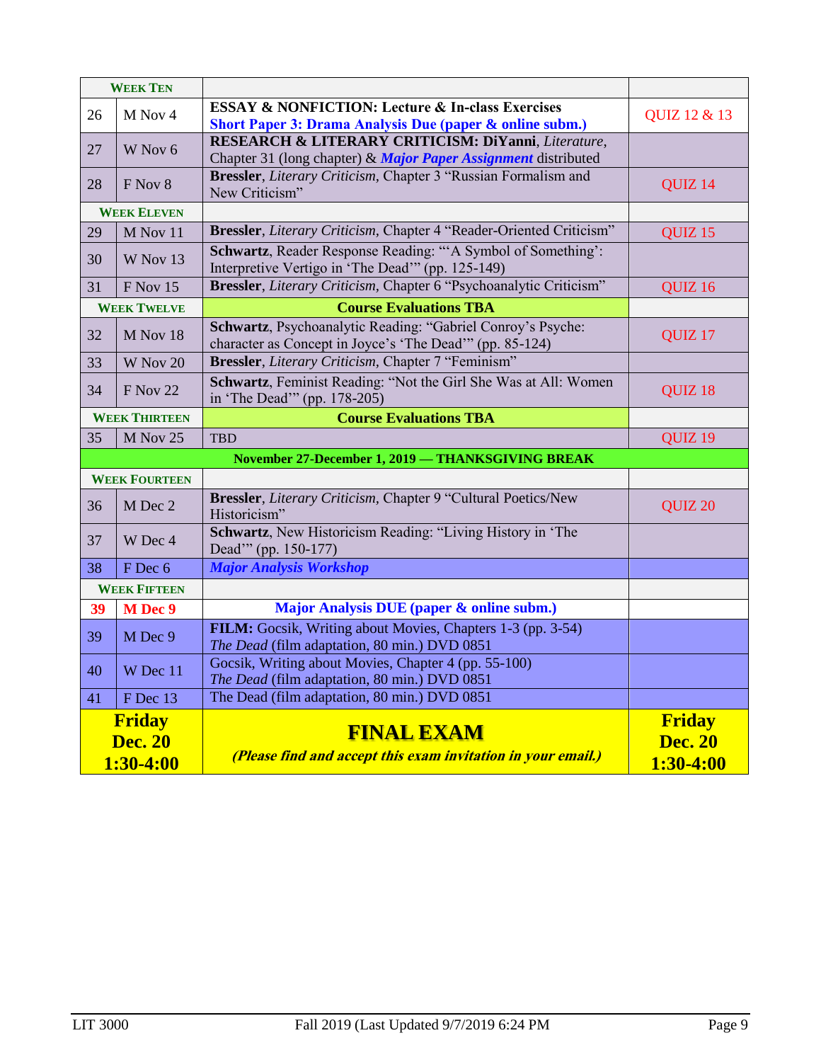| | | | |
|---|---|---|---|
| **WEEK TEN** | | | |
| 26 | M Nov 4 | **ESSAY & NONFICTION: Lecture & In-class Exercises** **Short Paper 3: Drama Analysis Due (paper & online subm.)** | QUIZ 12 & 13 |
| 27 | W Nov 6 | **RESEARCH & LITERARY CRITICISM: DiYanni**, *Literature*, Chapter 31 (long chapter) & ***Major Paper Assignment*** distributed | |
| 28 | F Nov 8 | **Bressler**, *Literary Criticism*, Chapter 3 "Russian Formalism and New Criticism" | QUIZ 14 |
| **WEEK ELEVEN** | | | |
| 29 | M Nov 11 | **Bressler**, *Literary Criticism*, Chapter 4 "Reader-Oriented Criticism" | QUIZ 15 |
| 30 | W Nov 13 | **Schwartz**, Reader Response Reading: "'A Symbol of Something': Interpretive Vertigo in 'The Dead'" (pp. 125-149) | |
| 31 | F Nov 15 | **Bressler**, *Literary Criticism*, Chapter 6 "Psychoanalytic Criticism" | QUIZ 16 |
| **WEEK TWELVE** | | **Course Evaluations TBA** | |
| 32 | M Nov 18 | **Schwartz**, Psychoanalytic Reading: "Gabriel Conroy's Psyche: character as Concept in Joyce's 'The Dead'" (pp. 85-124) | QUIZ 17 |
| 33 | W Nov 20 | **Bressler**, *Literary Criticism*, Chapter 7 "Feminism" | |
| 34 | F Nov 22 | **Schwartz**, Feminist Reading: "Not the Girl She Was at All: Women in 'The Dead'" (pp. 178-205) | QUIZ 18 |
| **WEEK THIRTEEN** | | **Course Evaluations TBA** | |
| 35 | M Nov 25 | TBD | QUIZ 19 |
| **November 27-December 1, 2019 — THANKSGIVING BREAK** | | | |
| **WEEK FOURTEEN** | | | |
| 36 | M Dec 2 | **Bressler**, *Literary Criticism*, Chapter 9 "Cultural Poetics/New Historicism" | QUIZ 20 |
| 37 | W Dec 4 | **Schwartz**, New Historicism Reading: "Living History in 'The Dead'" (pp. 150-177) | |
| 38 | F Dec 6 | ***Major Analysis Workshop*** | |
| **WEEK FIFTEEN** | | | |
| **39** | **M Dec 9** | **Major Analysis DUE (paper & online subm.)** | |
| 39 | M Dec 9 | **FILM:** Gocsik, Writing about Movies, Chapters 1-3 (pp. 3-54) *The Dead* (film adaptation, 80 min.) DVD 0851 | |
| 40 | W Dec 11 | Gocsik, Writing about Movies, Chapter 4 (pp. 55-100) *The Dead* (film adaptation, 80 min.) DVD 0851 | |
| 41 | F Dec 13 | The Dead (film adaptation, 80 min.) DVD 0851 | |
| **Friday Dec. 20 1:30-4:00** | | **FINAL EXAM** ***(Please find and accept this exam invitation in your email.)*** | **Friday Dec. 20 1:30-4:00** |